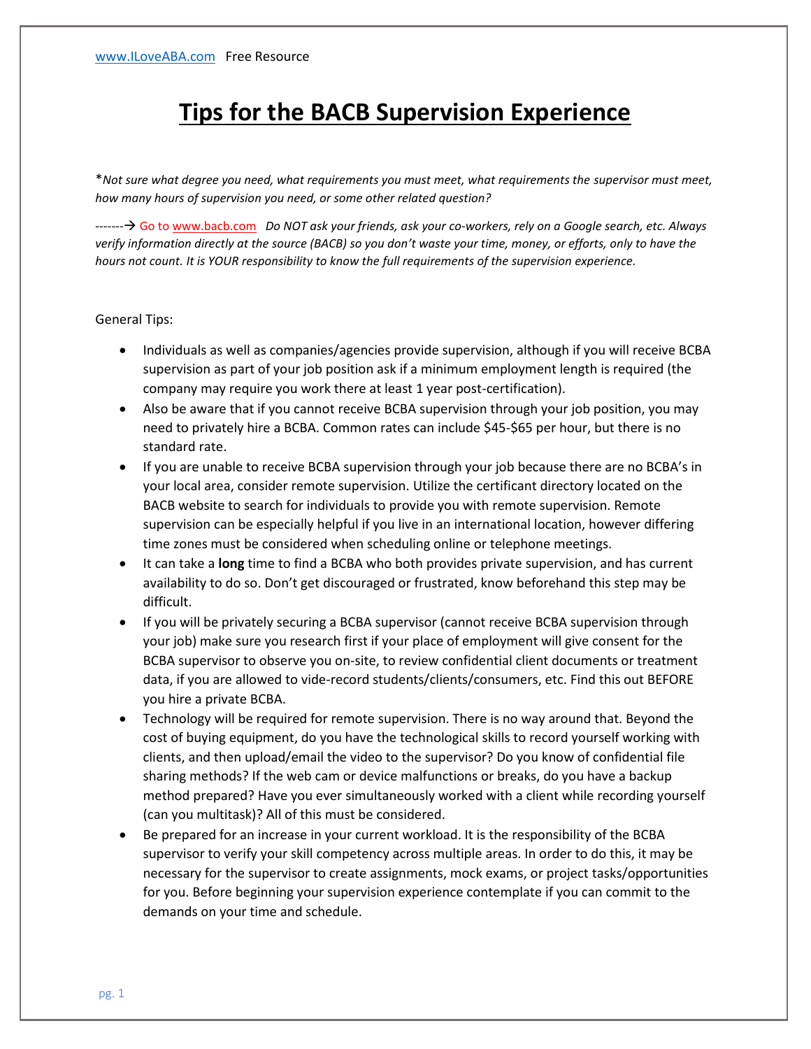www.ILoveABA.com   Free Resource

# Tips for the BACB Supervision Experience

**Not sure what degree you need, what requirements you must meet, what requirements the supervisor must meet, how many hours of supervision you need, or some other related question?*

-------→ Go to www.bacb.com  *Do NOT ask your friends, ask your co-workers, rely on a Google search, etc. Always verify information directly at the source (BACB) so you don't waste your time, money, or efforts, only to have the hours not count. It is YOUR responsibility to know the full requirements of the supervision experience.*

General Tips:

- Individuals as well as companies/agencies provide supervision, although if you will receive BCBA supervision as part of your job position ask if a minimum employment length is required (the company may require you work there at least 1 year post-certification).
- Also be aware that if you cannot receive BCBA supervision through your job position, you may need to privately hire a BCBA. Common rates can include $45-$65 per hour, but there is no standard rate.
- If you are unable to receive BCBA supervision through your job because there are no BCBA's in your local area, consider remote supervision. Utilize the certificant directory located on the BACB website to search for individuals to provide you with remote supervision. Remote supervision can be especially helpful if you live in an international location, however differing time zones must be considered when scheduling online or telephone meetings.
- It can take a **long** time to find a BCBA who both provides private supervision, and has current availability to do so. Don't get discouraged or frustrated, know beforehand this step may be difficult.
- If you will be privately securing a BCBA supervisor (cannot receive BCBA supervision through your job) make sure you research first if your place of employment will give consent for the BCBA supervisor to observe you on-site, to review confidential client documents or treatment data, if you are allowed to vide-record students/clients/consumers, etc. Find this out BEFORE you hire a private BCBA.
- Technology will be required for remote supervision. There is no way around that. Beyond the cost of buying equipment, do you have the technological skills to record yourself working with clients, and then upload/email the video to the supervisor? Do you know of confidential file sharing methods? If the web cam or device malfunctions or breaks, do you have a backup method prepared? Have you ever simultaneously worked with a client while recording yourself (can you multitask)? All of this must be considered.
- Be prepared for an increase in your current workload. It is the responsibility of the BCBA supervisor to verify your skill competency across multiple areas. In order to do this, it may be necessary for the supervisor to create assignments, mock exams, or project tasks/opportunities for you. Before beginning your supervision experience contemplate if you can commit to the demands on your time and schedule.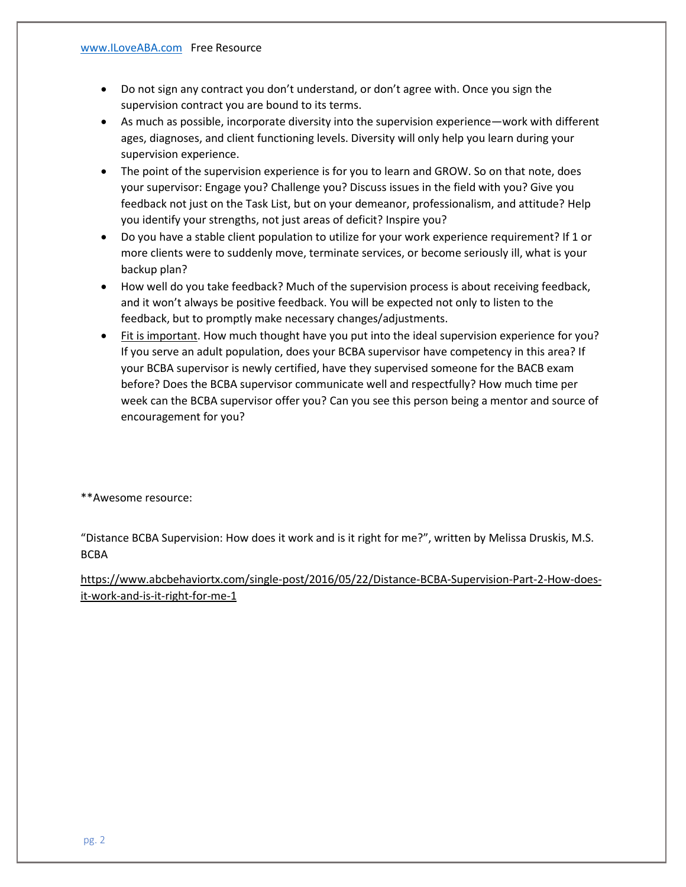- Do not sign any contract you don't understand, or don't agree with. Once you sign the supervision contract you are bound to its terms.
- As much as possible, incorporate diversity into the supervision experience—work with different ages, diagnoses, and client functioning levels. Diversity will only help you learn during your supervision experience.
- The point of the supervision experience is for you to learn and GROW. So on that note, does your supervisor: Engage you? Challenge you? Discuss issues in the field with you? Give you feedback not just on the Task List, but on your demeanor, professionalism, and attitude? Help you identify your strengths, not just areas of deficit? Inspire you?
- Do you have a stable client population to utilize for your work experience requirement? If 1 or more clients were to suddenly move, terminate services, or become seriously ill, what is your backup plan?
- How well do you take feedback? Much of the supervision process is about receiving feedback, and it won't always be positive feedback. You will be expected not only to listen to the feedback, but to promptly make necessary changes/adjustments.
- <u>Fit is important</u>. How much thought have you put into the ideal supervision experience for you? If you serve an adult population, does your BCBA supervisor have competency in this area? If your BCBA supervisor is newly certified, have they supervised someone for the BACB exam before? Does the BCBA supervisor communicate well and respectfully? How much time per week can the BCBA supervisor offer you? Can you see this person being a mentor and source of encouragement for you?

**Awesome resource:

"Distance BCBA Supervision: How does it work and is it right for me?", written by Melissa Druskis, M.S. BCBA

https://www.abcbehaviortx.com/single-post/2016/05/22/Distance-BCBA-Supervision-Part-2-How-does-it-work-and-is-it-right-for-me-1